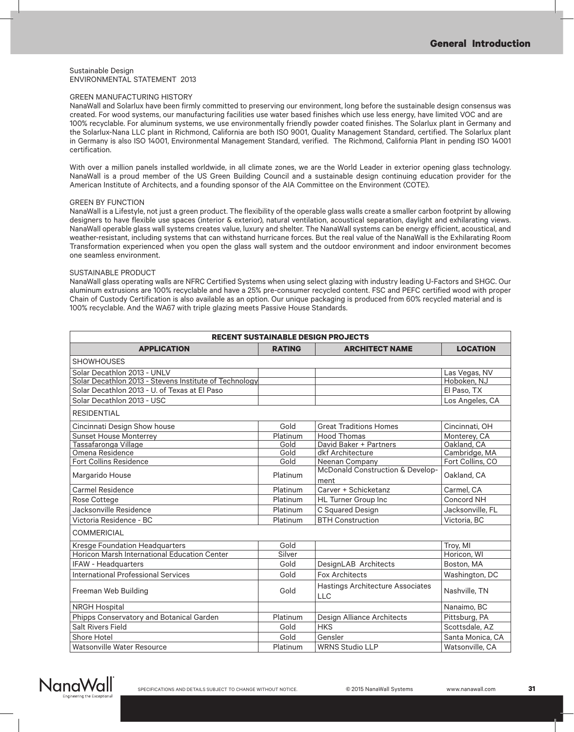Sustainable Design
ENVIRONMENTAL STATEMENT 2013

GREEN MANUFACTURING HISTORY
NanaWall and Solarlux have been firmly committed to preserving our environment, long before the sustainable design consensus was created. For wood systems, our manufacturing facilities use water based finishes which use less energy, have limited VOC and are 100% recyclable. For aluminum systems, we use environmentally friendly powder coated finishes. The Solarlux plant in Germany and the Solarlux-Nana LLC plant in Richmond, California are both ISO 9001, Quality Management Standard, certified. The Solarlux plant in Germany is also ISO 14001, Environmental Management Standard, verified. The Richmond, California Plant in pending ISO 14001 certification.

With over a million panels installed worldwide, in all climate zones, we are the World Leader in exterior opening glass technology. NanaWall is a proud member of the US Green Building Council and a sustainable design continuing education provider for the American Institute of Architects, and a founding sponsor of the AIA Committee on the Environment (COTE).

GREEN BY FUNCTION
NanaWall is a Lifestyle, not just a green product. The flexibility of the operable glass walls create a smaller carbon footprint by allowing designers to have flexible use spaces (interior & exterior), natural ventilation, acoustical separation, daylight and exhilarating views. NanaWall operable glass wall systems creates value, luxury and shelter. The NanaWall systems can be energy efficient, acoustical, and weather-resistant, including systems that can withstand hurricane forces. But the real value of the NanaWall is the Exhilarating Room Transformation experienced when you open the glass wall system and the outdoor environment and indoor environment becomes one seamless environment.

SUSTAINABLE PRODUCT
NanaWall glass operating walls are NFRC Certified Systems when using select glazing with industry leading U-Factors and SHGC. Our aluminum extrusions are 100% recyclable and have a 25% pre-consumer recycled content. FSC and PEFC certified wood with proper Chain of Custody Certification is also available as an option. Our unique packaging is produced from 60% recycled material and is 100% recyclable. And the WA67 with triple glazing meets Passive House Standards.

| RECENT SUSTAINABLE DESIGN PROJECTS | | | |
|---|---|---|---|
| **APPLICATION** | **RATING** | **ARCHITECT NAME** | **LOCATION** |
| SHOWHOUSES | | | |
| Solar Decathlon 2013 - UNLV | | | Las Vegas, NV |
| Solar Decathlon 2013 - Stevens Institute of Technology | | | Hoboken, NJ |
| Solar Decathlon 2013 - U. of Texas at El Paso | | | El Paso, TX |
| Solar Decathlon 2013 - USC | | | Los Angeles, CA |
| RESIDENTIAL | | | |
| Cincinnati Design Show house | Gold | Great Traditions Homes | Cincinnati, OH |
| Sunset House Monterrey | Platinum | Hood Thomas | Monterey, CA |
| Tassafaronga Village | Gold | David Baker + Partners | Oakland, CA |
| Omena Residence | Gold | dkf Architecture | Cambridge, MA |
| Fort Collins Residence | Gold | Neenan Company | Fort Collins, CO |
| Margarido House | Platinum | McDonald Construction & Development | Oakland, CA |
| Carmel Residence | Platinum | Carver + Schicketanz | Carmel, CA |
| Rose Cottege | Platinum | HL Turner Group Inc | Concord NH |
| Jacksonville Residence | Platinum | C Squared Design | Jacksonville, FL |
| Victoria Residence - BC | Platinum | BTH Construction | Victoria, BC |
| COMMERICIAL | | | |
| Kresge Foundation Headquarters | Gold | | Troy, MI |
| Horicon Marsh International Education Center | Silver | | Horicon, WI |
| IFAW - Headquarters | Gold | DesignLAB Architects | Boston, MA |
| International Professional Services | Gold | Fox Architects | Washington, DC |
| Freeman Web Building | Gold | Hastings Architecture Associates LLC | Nashville, TN |
| NRGH Hospital | | | Nanaimo, BC |
| Phipps Conservatory and Botanical Garden | Platinum | Design Alliance Architects | Pittsburg, PA |
| Salt Rivers Field | Gold | HKS | Scottsdale, AZ |
| Shore Hotel | Gold | Gensler | Santa Monica, CA |
| Watsonville Water Resource | Platinum | WRNS Studio LLP | Watsonville, CA |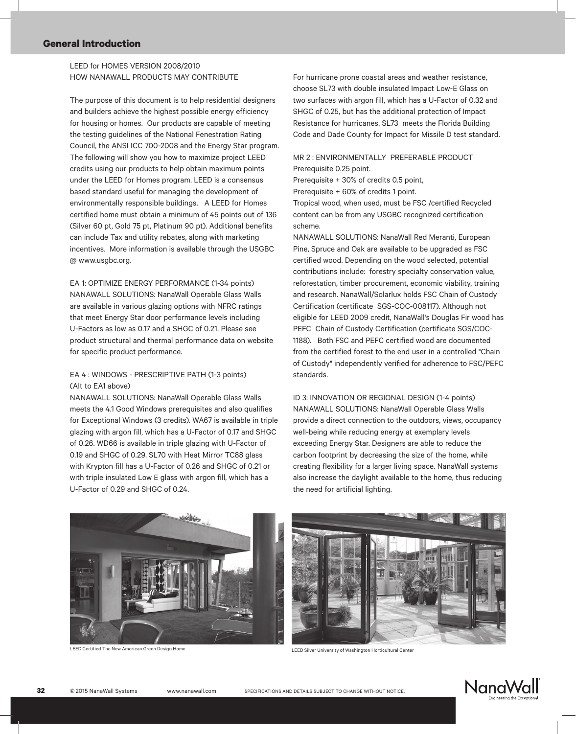## General Introduction

LEED for HOMES VERSION 2008/2010
HOW NANAWALL PRODUCTS MAY CONTRIBUTE

The purpose of this document is to help residential designers and builders achieve the highest possible energy efficiency for housing or homes. Our products are capable of meeting the testing guidelines of the National Fenestration Rating Council, the ANSI ICC 700-2008 and the Energy Star program. The following will show you how to maximize project LEED credits using our products to help obtain maximum points under the LEED for Homes program. LEED is a consensus based standard useful for managing the development of environmentally responsible buildings. A LEED for Homes certified home must obtain a minimum of 45 points out of 136 (Silver 60 pt, Gold 75 pt, Platinum 90 pt). Additional benefits can include Tax and utility rebates, along with marketing incentives. More information is available through the USGBC @ www.usgbc.org.

EA 1: OPTIMIZE ENERGY PERFORMANCE (1-34 points)
NANAWALL SOLUTIONS: NanaWall Operable Glass Walls are available in various glazing options with NFRC ratings that meet Energy Star door performance levels including U-Factors as low as 0.17 and a SHGC of 0.21. Please see product structural and thermal performance data on website for specific product performance.

EA 4 : WINDOWS - PRESCRIPTIVE PATH (1-3 points)
(Alt to EA1 above)
NANAWALL SOLUTIONS: NanaWall Operable Glass Walls meets the 4.1 Good Windows prerequisites and also qualifies for Exceptional Windows (3 credits). WA67 is available in triple glazing with argon fill, which has a U-Factor of 0.17 and SHGC of 0.26. WD66 is available in triple glazing with U-Factor of 0.19 and SHGC of 0.29. SL70 with Heat Mirror TC88 glass with Krypton fill has a U-Factor of 0.26 and SHGC of 0.21 or with triple insulated Low E glass with argon fill, which has a U-Factor of 0.29 and SHGC of 0.24.

For hurricane prone coastal areas and weather resistance, choose SL73 with double insulated Impact Low-E Glass on two surfaces with argon fill, which has a U-Factor of 0.32 and SHGC of 0.25, but has the additional protection of Impact Resistance for hurricanes. SL73 meets the Florida Building Code and Dade County for Impact for Missile D test standard.

MR 2 : ENVIRONMENTALLY PREFERABLE PRODUCT
Prerequisite 0.25 point.
Prerequisite + 30% of credits 0.5 point,
Prerequisite + 60% of credits 1 point.
Tropical wood, when used, must be FSC /certified Recycled content can be from any USGBC recognized certification scheme.
NANAWALL SOLUTIONS: NanaWall Red Meranti, European Pine, Spruce and Oak are available to be upgraded as FSC certified wood. Depending on the wood selected, potential contributions include: forestry specialty conservation value, reforestation, timber procurement, economic viability, training and research. NanaWall/Solarlux holds FSC Chain of Custody Certification (certificate SGS-COC-008117). Although not eligible for LEED 2009 credit, NanaWall's Douglas Fir wood has PEFC Chain of Custody Certification (certificate SGS/COC-1188). Both FSC and PEFC certified wood are documented from the certified forest to the end user in a controlled "Chain of Custody" independently verified for adherence to FSC/PEFC standards.

ID 3: INNOVATION OR REGIONAL DESIGN (1-4 points)
NANAWALL SOLUTIONS: NanaWall Operable Glass Walls provide a direct connection to the outdoors, views, occupancy well-being while reducing energy at exemplary levels exceeding Energy Star. Designers are able to reduce the carbon footprint by decreasing the size of the home, while creating flexibility for a larger living space. NanaWall systems also increase the daylight available to the home, thus reducing the need for artificial lighting.

LEED Certified The New American Green Design Home

LEED Silver University of Washington Horticultural Center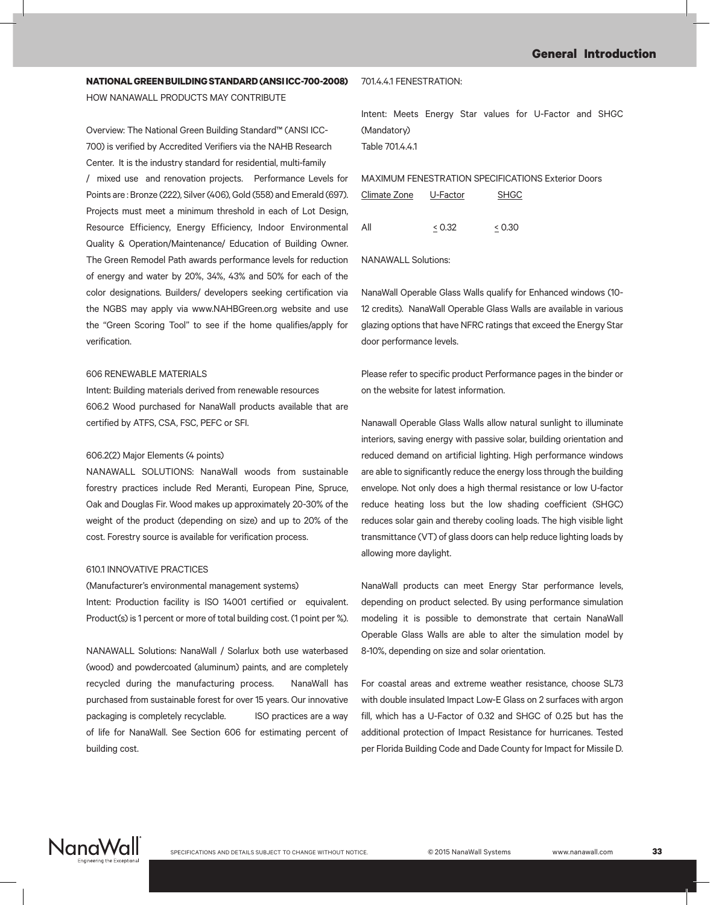## NATIONAL GREEN BUILDING STANDARD (ANSI ICC-700-2008)

HOW NANAWALL PRODUCTS MAY CONTRIBUTE

Overview: The National Green Building Standard™ (ANSI ICC-700) is verified by Accredited Verifiers via the NAHB Research Center. It is the industry standard for residential, multi-family / mixed use and renovation projects. Performance Levels for Points are : Bronze (222), Silver (406), Gold (558) and Emerald (697). Projects must meet a minimum threshold in each of Lot Design, Resource Efficiency, Energy Efficiency, Indoor Environmental Quality & Operation/Maintenance/ Education of Building Owner. The Green Remodel Path awards performance levels for reduction of energy and water by 20%, 34%, 43% and 50% for each of the color designations. Builders/ developers seeking certification via the NGBS may apply via www.NAHBGreen.org website and use the "Green Scoring Tool" to see if the home qualifies/apply for verification.

606 RENEWABLE MATERIALS

Intent: Building materials derived from renewable resources

606.2 Wood purchased for NanaWall products available that are certified by ATFS, CSA, FSC, PEFC or SFI.

606.2(2) Major Elements (4 points)

NANAWALL SOLUTIONS: NanaWall woods from sustainable forestry practices include Red Meranti, European Pine, Spruce, Oak and Douglas Fir. Wood makes up approximately 20-30% of the weight of the product (depending on size) and up to 20% of the cost. Forestry source is available for verification process.

610.1 INNOVATIVE PRACTICES

(Manufacturer's environmental management systems)

Intent: Production facility is ISO 14001 certified or equivalent. Product(s) is 1 percent or more of total building cost. (1 point per %).

NANAWALL Solutions: NanaWall / Solarlux both use waterbased (wood) and powdercoated (aluminum) paints, and are completely recycled during the manufacturing process. NanaWall has purchased from sustainable forest for over 15 years. Our innovative packaging is completely recyclable. ISO practices are a way of life for NanaWall. See Section 606 for estimating percent of building cost.

701.4.4.1 FENESTRATION:

Intent: Meets Energy Star values for U-Factor and SHGC (Mandatory)

Table 701.4.4.1

MAXIMUM FENESTRATION SPECIFICATIONS Exterior Doors

| Climate Zone | U-Factor | SHGC |
|---|---|---|
| All | ≤ 0.32 | ≤ 0.30 |

NANAWALL Solutions:

NanaWall Operable Glass Walls qualify for Enhanced windows (10-12 credits). NanaWall Operable Glass Walls are available in various glazing options that have NFRC ratings that exceed the Energy Star door performance levels.

Please refer to specific product Performance pages in the binder or on the website for latest information.

Nanawall Operable Glass Walls allow natural sunlight to illuminate interiors, saving energy with passive solar, building orientation and reduced demand on artificial lighting. High performance windows are able to significantly reduce the energy loss through the building envelope. Not only does a high thermal resistance or low U-factor reduce heating loss but the low shading coefficient (SHGC) reduces solar gain and thereby cooling loads. The high visible light transmittance (VT) of glass doors can help reduce lighting loads by allowing more daylight.

NanaWall products can meet Energy Star performance levels, depending on product selected. By using performance simulation modeling it is possible to demonstrate that certain NanaWall Operable Glass Walls are able to alter the simulation model by 8-10%, depending on size and solar orientation.

For coastal areas and extreme weather resistance, choose SL73 with double insulated Impact Low-E Glass on 2 surfaces with argon fill, which has a U-Factor of 0.32 and SHGC of 0.25 but has the additional protection of Impact Resistance for hurricanes. Tested per Florida Building Code and Dade County for Impact for Missile D.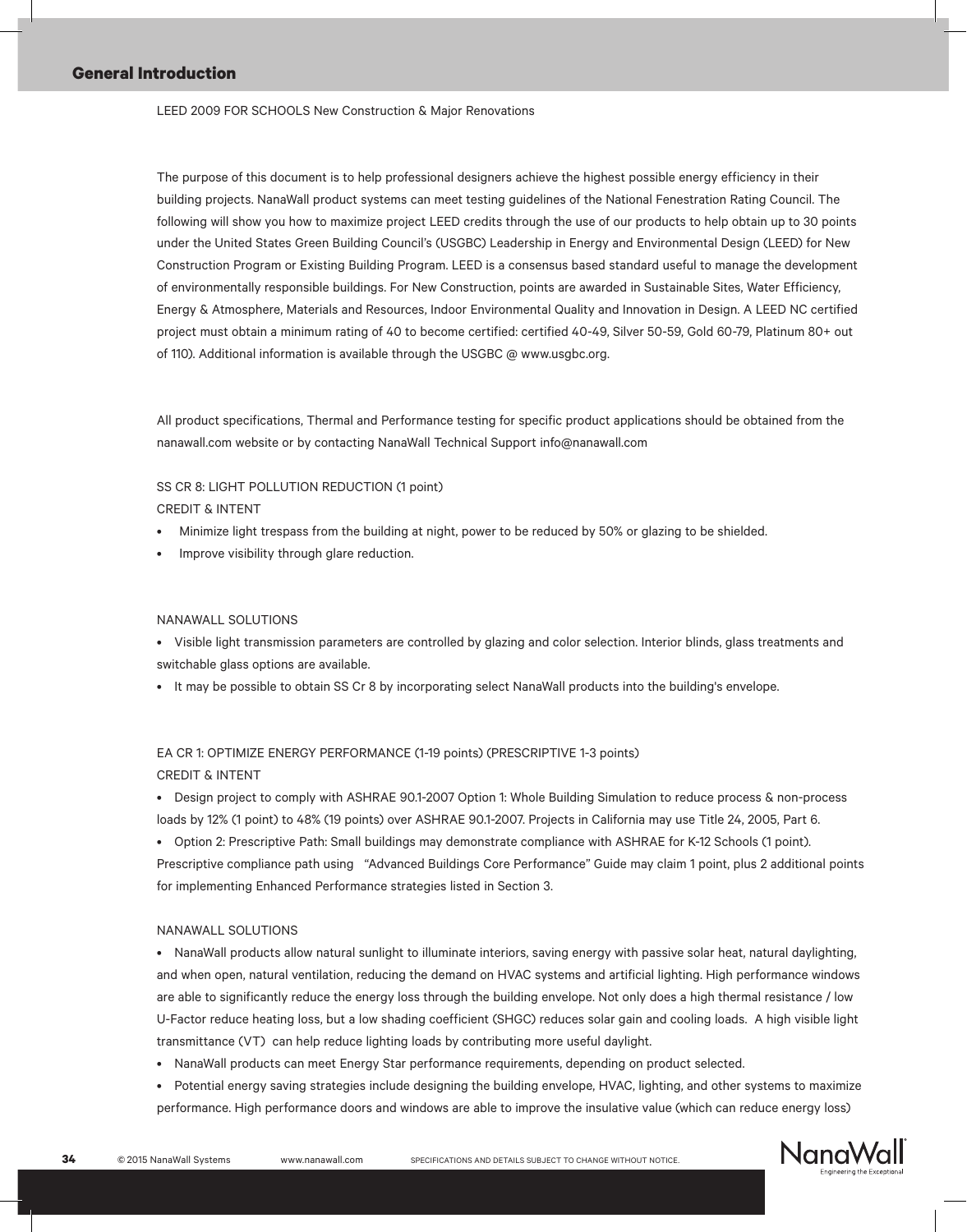## General Introduction

LEED 2009 FOR SCHOOLS New Construction & Major Renovations

The purpose of this document is to help professional designers achieve the highest possible energy efficiency in their building projects. NanaWall product systems can meet testing guidelines of the National Fenestration Rating Council. The following will show you how to maximize project LEED credits through the use of our products to help obtain up to 30 points under the United States Green Building Council's (USGBC) Leadership in Energy and Environmental Design (LEED) for New Construction Program or Existing Building Program. LEED is a consensus based standard useful to manage the development of environmentally responsible buildings. For New Construction, points are awarded in Sustainable Sites, Water Efficiency, Energy & Atmosphere, Materials and Resources, Indoor Environmental Quality and Innovation in Design. A LEED NC certified project must obtain a minimum rating of 40 to become certified: certified 40-49, Silver 50-59, Gold 60-79, Platinum 80+ out of 110). Additional information is available through the USGBC @ www.usgbc.org.

All product specifications, Thermal and Performance testing for specific product applications should be obtained from the nanawall.com website or by contacting NanaWall Technical Support info@nanawall.com

SS CR 8: LIGHT POLLUTION REDUCTION (1 point)

CREDIT & INTENT

- Minimize light trespass from the building at night, power to be reduced by 50% or glazing to be shielded.
- Improve visibility through glare reduction.

NANAWALL SOLUTIONS

- Visible light transmission parameters are controlled by glazing and color selection. Interior blinds, glass treatments and switchable glass options are available.
- It may be possible to obtain SS Cr 8 by incorporating select NanaWall products into the building's envelope.

EA CR 1: OPTIMIZE ENERGY PERFORMANCE (1-19 points) (PRESCRIPTIVE 1-3 points)

CREDIT & INTENT

- Design project to comply with ASHRAE 90.1-2007 Option 1: Whole Building Simulation to reduce process & non-process loads by 12% (1 point) to 48% (19 points) over ASHRAE 90.1-2007. Projects in California may use Title 24, 2005, Part 6.
- Option 2: Prescriptive Path: Small buildings may demonstrate compliance with ASHRAE for K-12 Schools (1 point). Prescriptive compliance path using "Advanced Buildings Core Performance" Guide may claim 1 point, plus 2 additional points for implementing Enhanced Performance strategies listed in Section 3.

NANAWALL SOLUTIONS

- NanaWall products allow natural sunlight to illuminate interiors, saving energy with passive solar heat, natural daylighting, and when open, natural ventilation, reducing the demand on HVAC systems and artificial lighting. High performance windows are able to significantly reduce the energy loss through the building envelope. Not only does a high thermal resistance / low U-Factor reduce heating loss, but a low shading coefficient (SHGC) reduces solar gain and cooling loads. A high visible light transmittance (VT) can help reduce lighting loads by contributing more useful daylight.
- NanaWall products can meet Energy Star performance requirements, depending on product selected.
- Potential energy saving strategies include designing the building envelope, HVAC, lighting, and other systems to maximize performance. High performance doors and windows are able to improve the insulative value (which can reduce energy loss)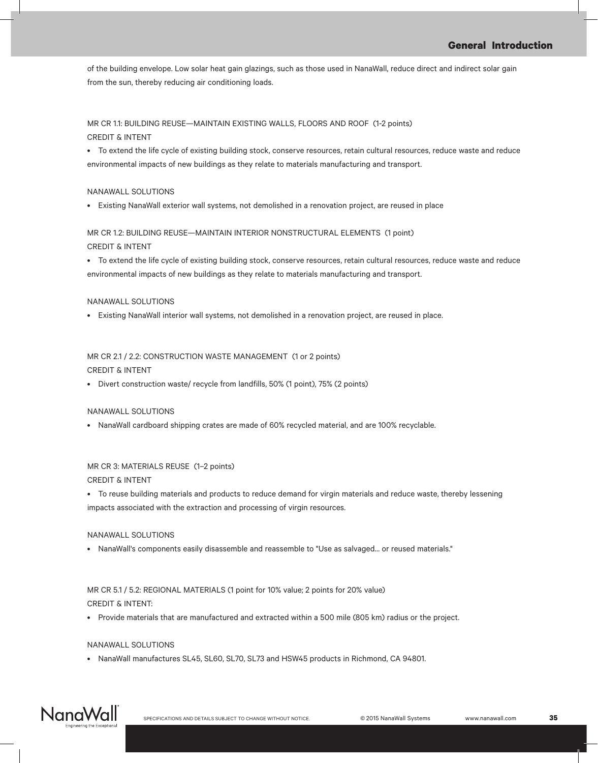of the building envelope. Low solar heat gain glazings, such as those used in NanaWall, reduce direct and indirect solar gain from the sun, thereby reducing air conditioning loads.

MR CR 1.1: BUILDING REUSE—MAINTAIN EXISTING WALLS, FLOORS AND ROOF (1-2 points)
CREDIT & INTENT

- To extend the life cycle of existing building stock, conserve resources, retain cultural resources, reduce waste and reduce environmental impacts of new buildings as they relate to materials manufacturing and transport.

NANAWALL SOLUTIONS

- Existing NanaWall exterior wall systems, not demolished in a renovation project, are reused in place

MR CR 1.2: BUILDING REUSE—MAINTAIN INTERIOR NONSTRUCTURAL ELEMENTS (1 point)
CREDIT & INTENT

- To extend the life cycle of existing building stock, conserve resources, retain cultural resources, reduce waste and reduce environmental impacts of new buildings as they relate to materials manufacturing and transport.

NANAWALL SOLUTIONS

- Existing NanaWall interior wall systems, not demolished in a renovation project, are reused in place.

MR CR 2.1 / 2.2: CONSTRUCTION WASTE MANAGEMENT (1 or 2 points)
CREDIT & INTENT

- Divert construction waste/ recycle from landfills, 50% (1 point), 75% (2 points)

NANAWALL SOLUTIONS

- NanaWall cardboard shipping crates are made of 60% recycled material, and are 100% recyclable.

MR CR 3: MATERIALS REUSE (1–2 points)
CREDIT & INTENT

- To reuse building materials and products to reduce demand for virgin materials and reduce waste, thereby lessening impacts associated with the extraction and processing of virgin resources.

NANAWALL SOLUTIONS

- NanaWall's components easily disassemble and reassemble to "Use as salvaged... or reused materials."

MR CR 5.1 / 5.2: REGIONAL MATERIALS (1 point for 10% value; 2 points for 20% value)
CREDIT & INTENT:

- Provide materials that are manufactured and extracted within a 500 mile (805 km) radius or the project.

NANAWALL SOLUTIONS

- NanaWall manufactures SL45, SL60, SL70, SL73 and HSW45 products in Richmond, CA 94801.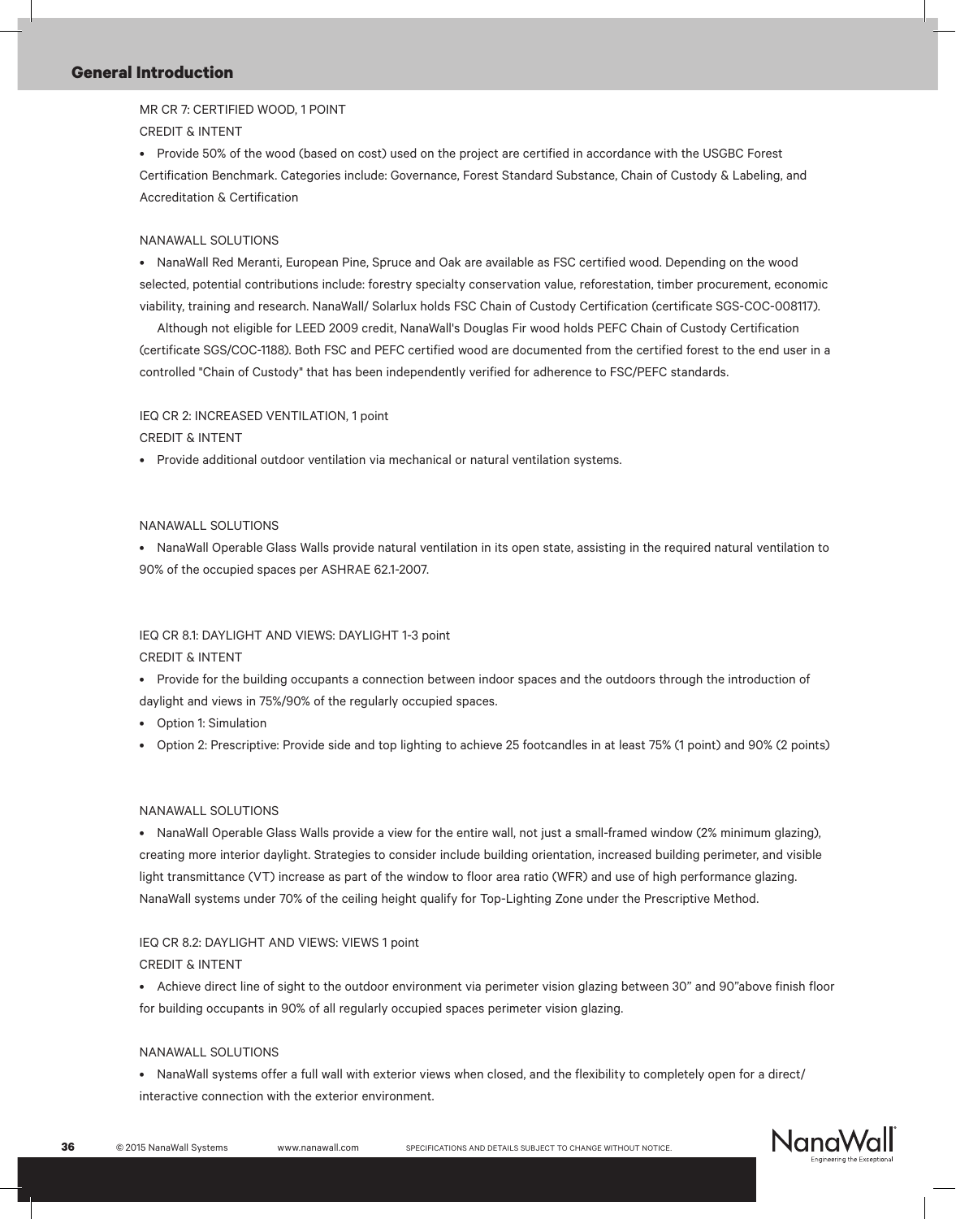MR CR 7: CERTIFIED WOOD, 1 POINT

CREDIT & INTENT

- Provide 50% of the wood (based on cost) used on the project are certified in accordance with the USGBC Forest Certification Benchmark. Categories include: Governance, Forest Standard Substance, Chain of Custody & Labeling, and Accreditation & Certification

NANAWALL SOLUTIONS

- NanaWall Red Meranti, European Pine, Spruce and Oak are available as FSC certified wood. Depending on the wood selected, potential contributions include: forestry specialty conservation value, reforestation, timber procurement, economic viability, training and research. NanaWall/ Solarlux holds FSC Chain of Custody Certification (certificate SGS-COC-008117).

  Although not eligible for LEED 2009 credit, NanaWall's Douglas Fir wood holds PEFC Chain of Custody Certification (certificate SGS/COC-1188). Both FSC and PEFC certified wood are documented from the certified forest to the end user in a controlled "Chain of Custody" that has been independently verified for adherence to FSC/PEFC standards.

IEQ CR 2: INCREASED VENTILATION, 1 point

CREDIT & INTENT

- Provide additional outdoor ventilation via mechanical or natural ventilation systems.

NANAWALL SOLUTIONS

- NanaWall Operable Glass Walls provide natural ventilation in its open state, assisting in the required natural ventilation to 90% of the occupied spaces per ASHRAE 62.1-2007.

IEQ CR 8.1: DAYLIGHT AND VIEWS: DAYLIGHT 1-3 point

CREDIT & INTENT

- Provide for the building occupants a connection between indoor spaces and the outdoors through the introduction of daylight and views in 75%/90% of the regularly occupied spaces.
- Option 1: Simulation
- Option 2: Prescriptive: Provide side and top lighting to achieve 25 footcandles in at least 75% (1 point) and 90% (2 points)

NANAWALL SOLUTIONS

- NanaWall Operable Glass Walls provide a view for the entire wall, not just a small-framed window (2% minimum glazing), creating more interior daylight. Strategies to consider include building orientation, increased building perimeter, and visible light transmittance (VT) increase as part of the window to floor area ratio (WFR) and use of high performance glazing. NanaWall systems under 70% of the ceiling height qualify for Top-Lighting Zone under the Prescriptive Method.

IEQ CR 8.2: DAYLIGHT AND VIEWS: VIEWS 1 point

CREDIT & INTENT

- Achieve direct line of sight to the outdoor environment via perimeter vision glazing between 30" and 90"above finish floor for building occupants in 90% of all regularly occupied spaces perimeter vision glazing.

NANAWALL SOLUTIONS

- NanaWall systems offer a full wall with exterior views when closed, and the flexibility to completely open for a direct/ interactive connection with the exterior environment.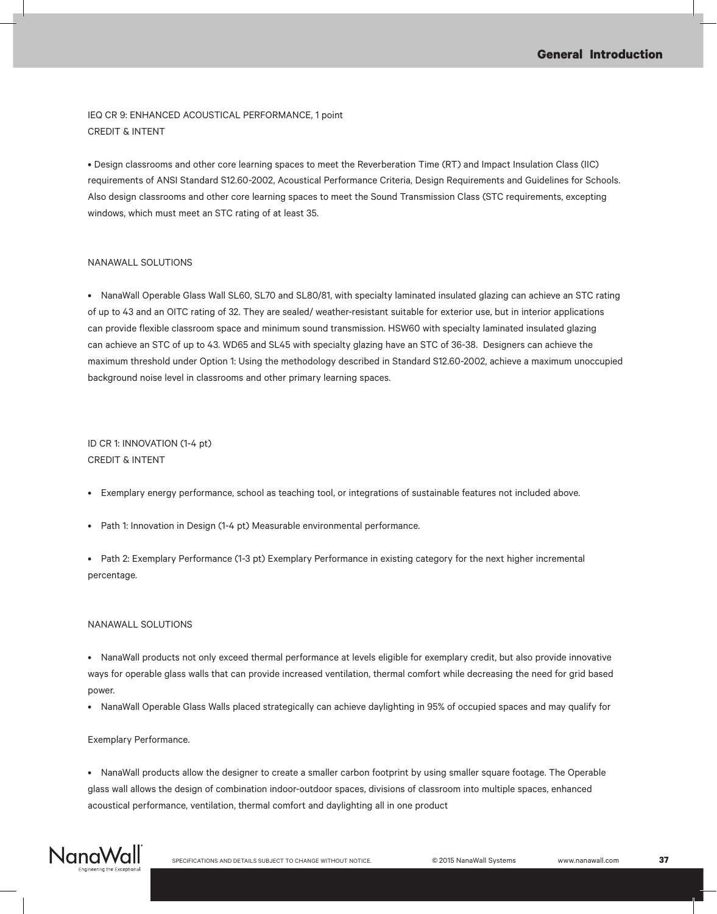IEQ CR 9: ENHANCED ACOUSTICAL PERFORMANCE, 1 point
CREDIT & INTENT

• Design classrooms and other core learning spaces to meet the Reverberation Time (RT) and Impact Insulation Class (IIC) requirements of ANSI Standard S12.60-2002, Acoustical Performance Criteria, Design Requirements and Guidelines for Schools. Also design classrooms and other core learning spaces to meet the Sound Transmission Class (STC requirements, excepting windows, which must meet an STC rating of at least 35.

NANAWALL SOLUTIONS

- NanaWall Operable Glass Wall SL60, SL70 and SL80/81, with specialty laminated insulated glazing can achieve an STC rating of up to 43 and an OITC rating of 32. They are sealed/ weather-resistant suitable for exterior use, but in interior applications can provide flexible classroom space and minimum sound transmission. HSW60 with specialty laminated insulated glazing can achieve an STC of up to 43. WD65 and SL45 with specialty glazing have an STC of 36-38. Designers can achieve the maximum threshold under Option 1: Using the methodology described in Standard S12.60-2002, achieve a maximum unoccupied background noise level in classrooms and other primary learning spaces.

ID CR 1: INNOVATION (1-4 pt)
CREDIT & INTENT

- Exemplary energy performance, school as teaching tool, or integrations of sustainable features not included above.

- Path 1: Innovation in Design (1-4 pt) Measurable environmental performance.

- Path 2: Exemplary Performance (1-3 pt) Exemplary Performance in existing category for the next higher incremental percentage.

NANAWALL SOLUTIONS

- NanaWall products not only exceed thermal performance at levels eligible for exemplary credit, but also provide innovative ways for operable glass walls that can provide increased ventilation, thermal comfort while decreasing the need for grid based power.
- NanaWall Operable Glass Walls placed strategically can achieve daylighting in 95% of occupied spaces and may qualify for

Exemplary Performance.

- NanaWall products allow the designer to create a smaller carbon footprint by using smaller square footage. The Operable glass wall allows the design of combination indoor-outdoor spaces, divisions of classroom into multiple spaces, enhanced acoustical performance, ventilation, thermal comfort and daylighting all in one product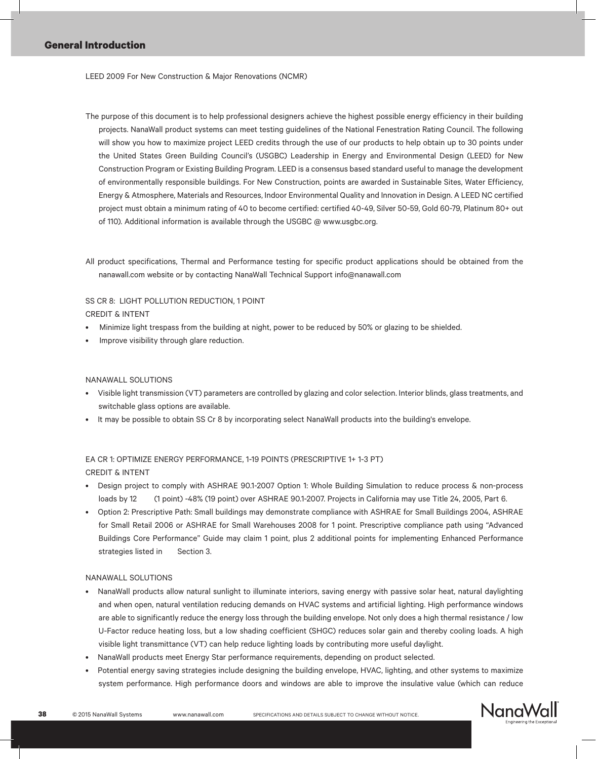## General Introduction

LEED 2009 For New Construction & Major Renovations (NCMR)

The purpose of this document is to help professional designers achieve the highest possible energy efficiency in their building projects. NanaWall product systems can meet testing guidelines of the National Fenestration Rating Council. The following will show you how to maximize project LEED credits through the use of our products to help obtain up to 30 points under the United States Green Building Council's (USGBC) Leadership in Energy and Environmental Design (LEED) for New Construction Program or Existing Building Program. LEED is a consensus based standard useful to manage the development of environmentally responsible buildings. For New Construction, points are awarded in Sustainable Sites, Water Efficiency, Energy & Atmosphere, Materials and Resources, Indoor Environmental Quality and Innovation in Design. A LEED NC certified project must obtain a minimum rating of 40 to become certified: certified 40-49, Silver 50-59, Gold 60-79, Platinum 80+ out of 110). Additional information is available through the USGBC @ www.usgbc.org.

All product specifications, Thermal and Performance testing for specific product applications should be obtained from the nanawall.com website or by contacting NanaWall Technical Support info@nanawall.com

SS CR 8: LIGHT POLLUTION REDUCTION, 1 POINT
CREDIT & INTENT

- Minimize light trespass from the building at night, power to be reduced by 50% or glazing to be shielded.
- Improve visibility through glare reduction.

NANAWALL SOLUTIONS

- Visible light transmission (VT) parameters are controlled by glazing and color selection. Interior blinds, glass treatments, and switchable glass options are available.
- It may be possible to obtain SS Cr 8 by incorporating select NanaWall products into the building's envelope.

EA CR 1: OPTIMIZE ENERGY PERFORMANCE, 1-19 POINTS (PRESCRIPTIVE 1+ 1-3 PT)
CREDIT & INTENT

- Design project to comply with ASHRAE 90.1-2007 Option 1: Whole Building Simulation to reduce process & non-process loads by 12 (1 point) -48% (19 point) over ASHRAE 90.1-2007. Projects in California may use Title 24, 2005, Part 6.
- Option 2: Prescriptive Path: Small buildings may demonstrate compliance with ASHRAE for Small Buildings 2004, ASHRAE for Small Retail 2006 or ASHRAE for Small Warehouses 2008 for 1 point. Prescriptive compliance path using "Advanced Buildings Core Performance" Guide may claim 1 point, plus 2 additional points for implementing Enhanced Performance strategies listed in Section 3.

NANAWALL SOLUTIONS

- NanaWall products allow natural sunlight to illuminate interiors, saving energy with passive solar heat, natural daylighting and when open, natural ventilation reducing demands on HVAC systems and artificial lighting. High performance windows are able to significantly reduce the energy loss through the building envelope. Not only does a high thermal resistance / low U-Factor reduce heating loss, but a low shading coefficient (SHGC) reduces solar gain and thereby cooling loads. A high visible light transmittance (VT) can help reduce lighting loads by contributing more useful daylight.
- NanaWall products meet Energy Star performance requirements, depending on product selected.
- Potential energy saving strategies include designing the building envelope, HVAC, lighting, and other systems to maximize system performance. High performance doors and windows are able to improve the insulative value (which can reduce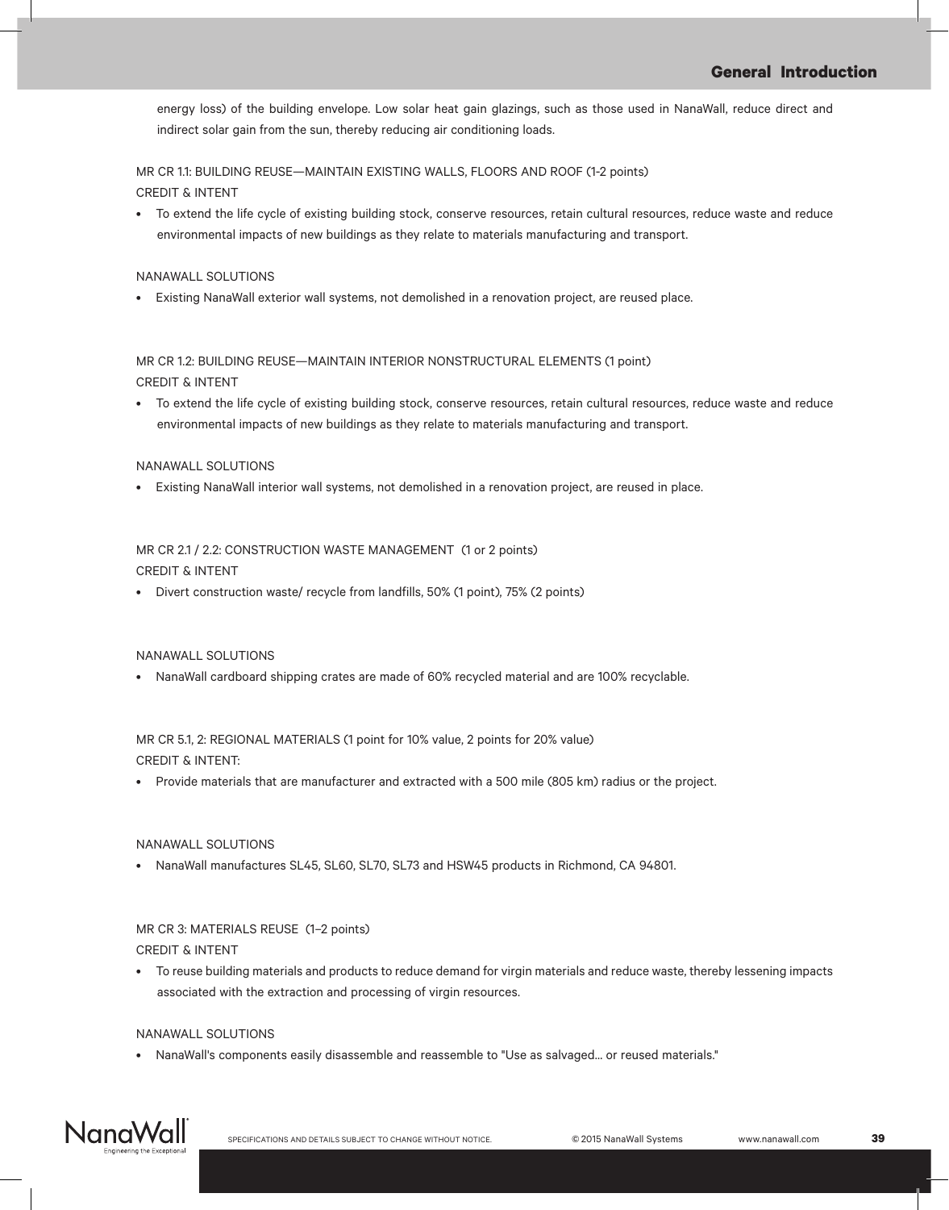energy loss) of the building envelope. Low solar heat gain glazings, such as those used in NanaWall, reduce direct and indirect solar gain from the sun, thereby reducing air conditioning loads.

MR CR 1.1: BUILDING REUSE—MAINTAIN EXISTING WALLS, FLOORS AND ROOF (1-2 points)
CREDIT & INTENT

- To extend the life cycle of existing building stock, conserve resources, retain cultural resources, reduce waste and reduce environmental impacts of new buildings as they relate to materials manufacturing and transport.

NANAWALL SOLUTIONS

- Existing NanaWall exterior wall systems, not demolished in a renovation project, are reused place.

MR CR 1.2: BUILDING REUSE—MAINTAIN INTERIOR NONSTRUCTURAL ELEMENTS (1 point)
CREDIT & INTENT

- To extend the life cycle of existing building stock, conserve resources, retain cultural resources, reduce waste and reduce environmental impacts of new buildings as they relate to materials manufacturing and transport.

NANAWALL SOLUTIONS

- Existing NanaWall interior wall systems, not demolished in a renovation project, are reused in place.

MR CR 2.1 / 2.2: CONSTRUCTION WASTE MANAGEMENT (1 or 2 points)
CREDIT & INTENT

- Divert construction waste/ recycle from landfills, 50% (1 point), 75% (2 points)

NANAWALL SOLUTIONS

- NanaWall cardboard shipping crates are made of 60% recycled material and are 100% recyclable.

MR CR 5.1, 2: REGIONAL MATERIALS (1 point for 10% value, 2 points for 20% value)
CREDIT & INTENT:

- Provide materials that are manufacturer and extracted with a 500 mile (805 km) radius or the project.

NANAWALL SOLUTIONS

- NanaWall manufactures SL45, SL60, SL70, SL73 and HSW45 products in Richmond, CA 94801.

MR CR 3: MATERIALS REUSE (1–2 points)
CREDIT & INTENT

- To reuse building materials and products to reduce demand for virgin materials and reduce waste, thereby lessening impacts associated with the extraction and processing of virgin resources.

NANAWALL SOLUTIONS

- NanaWall's components easily disassemble and reassemble to "Use as salvaged... or reused materials."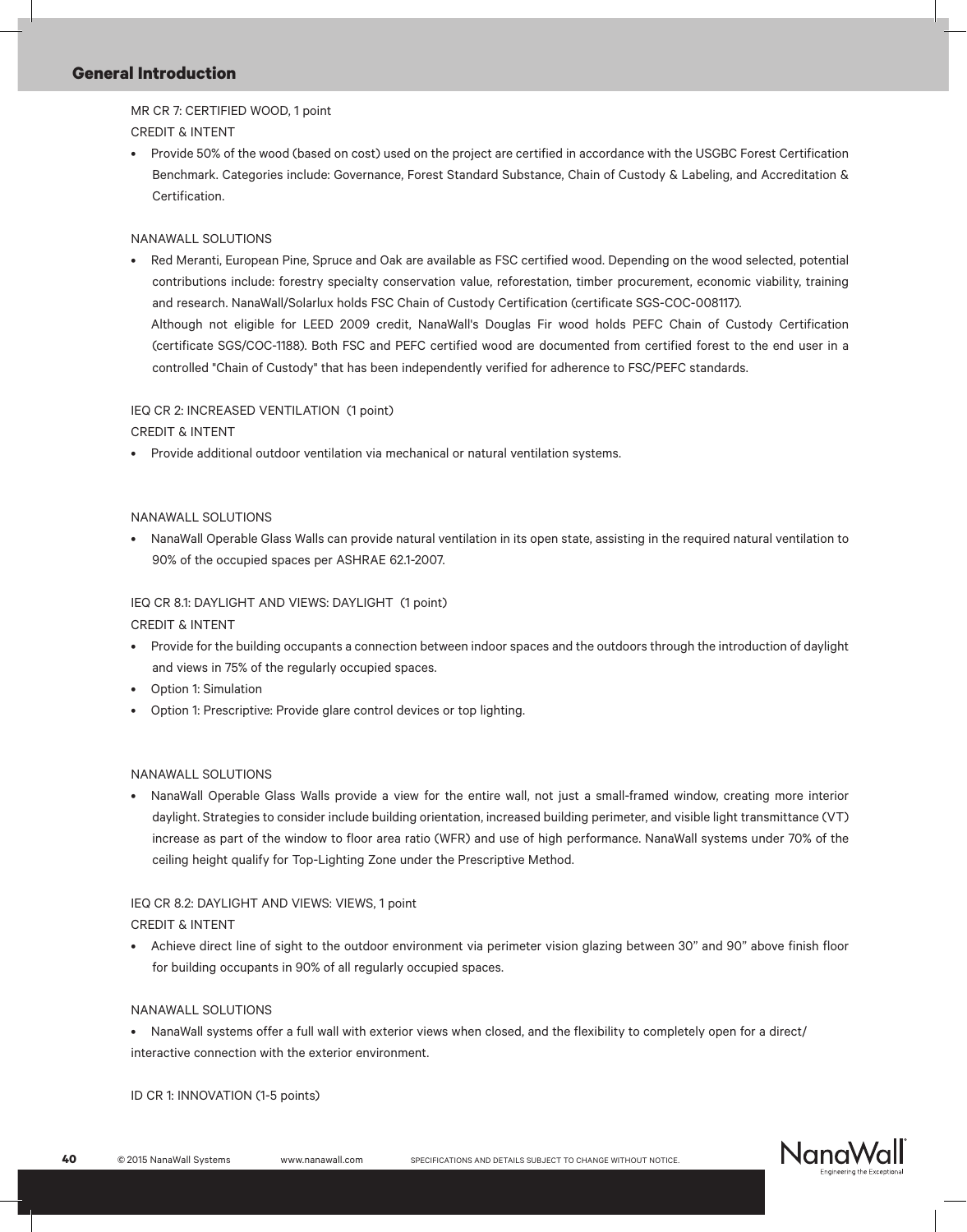MR CR 7: CERTIFIED WOOD, 1 point

CREDIT & INTENT

- Provide 50% of the wood (based on cost) used on the project are certified in accordance with the USGBC Forest Certification Benchmark. Categories include: Governance, Forest Standard Substance, Chain of Custody & Labeling, and Accreditation & Certification.

NANAWALL SOLUTIONS

- Red Meranti, European Pine, Spruce and Oak are available as FSC certified wood. Depending on the wood selected, potential contributions include: forestry specialty conservation value, reforestation, timber procurement, economic viability, training and research. NanaWall/Solarlux holds FSC Chain of Custody Certification (certificate SGS-COC-008117).
  Although not eligible for LEED 2009 credit, NanaWall's Douglas Fir wood holds PEFC Chain of Custody Certification (certificate SGS/COC-1188). Both FSC and PEFC certified wood are documented from certified forest to the end user in a controlled "Chain of Custody" that has been independently verified for adherence to FSC/PEFC standards.

IEQ CR 2: INCREASED VENTILATION (1 point)

CREDIT & INTENT

- Provide additional outdoor ventilation via mechanical or natural ventilation systems.

NANAWALL SOLUTIONS

- NanaWall Operable Glass Walls can provide natural ventilation in its open state, assisting in the required natural ventilation to 90% of the occupied spaces per ASHRAE 62.1-2007.

IEQ CR 8.1: DAYLIGHT AND VIEWS: DAYLIGHT (1 point)

CREDIT & INTENT

- Provide for the building occupants a connection between indoor spaces and the outdoors through the introduction of daylight and views in 75% of the regularly occupied spaces.
- Option 1: Simulation
- Option 1: Prescriptive: Provide glare control devices or top lighting.

NANAWALL SOLUTIONS

- NanaWall Operable Glass Walls provide a view for the entire wall, not just a small-framed window, creating more interior daylight. Strategies to consider include building orientation, increased building perimeter, and visible light transmittance (VT) increase as part of the window to floor area ratio (WFR) and use of high performance. NanaWall systems under 70% of the ceiling height qualify for Top-Lighting Zone under the Prescriptive Method.

IEQ CR 8.2: DAYLIGHT AND VIEWS: VIEWS, 1 point

CREDIT & INTENT

- Achieve direct line of sight to the outdoor environment via perimeter vision glazing between 30" and 90" above finish floor for building occupants in 90% of all regularly occupied spaces.

NANAWALL SOLUTIONS

- NanaWall systems offer a full wall with exterior views when closed, and the flexibility to completely open for a direct/interactive connection with the exterior environment.

ID CR 1: INNOVATION (1-5 points)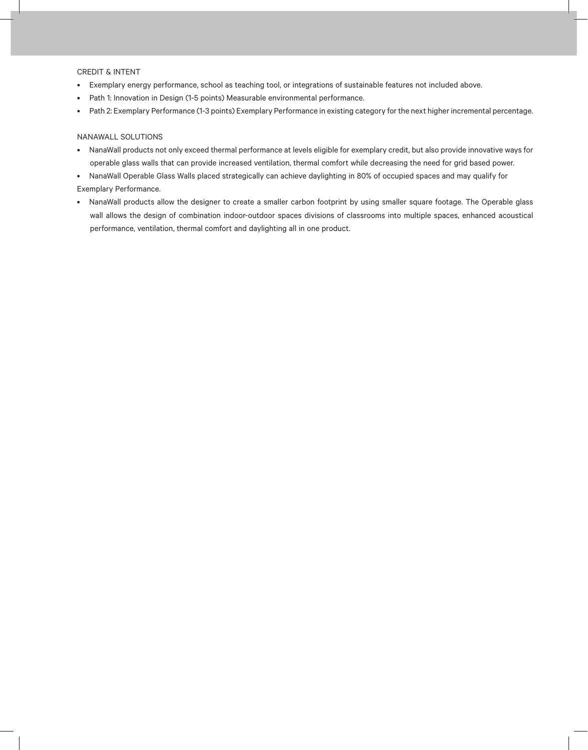CREDIT & INTENT

- Exemplary energy performance, school as teaching tool, or integrations of sustainable features not included above.
- Path 1: Innovation in Design (1-5 points) Measurable environmental performance.
- Path 2: Exemplary Performance (1-3 points) Exemplary Performance in existing category for the next higher incremental percentage.

NANAWALL SOLUTIONS

- NanaWall products not only exceed thermal performance at levels eligible for exemplary credit, but also provide innovative ways for operable glass walls that can provide increased ventilation, thermal comfort while decreasing the need for grid based power.
- NanaWall Operable Glass Walls placed strategically can achieve daylighting in 80% of occupied spaces and may qualify for Exemplary Performance.
- NanaWall products allow the designer to create a smaller carbon footprint by using smaller square footage. The Operable glass wall allows the design of combination indoor-outdoor spaces divisions of classrooms into multiple spaces, enhanced acoustical performance, ventilation, thermal comfort and daylighting all in one product.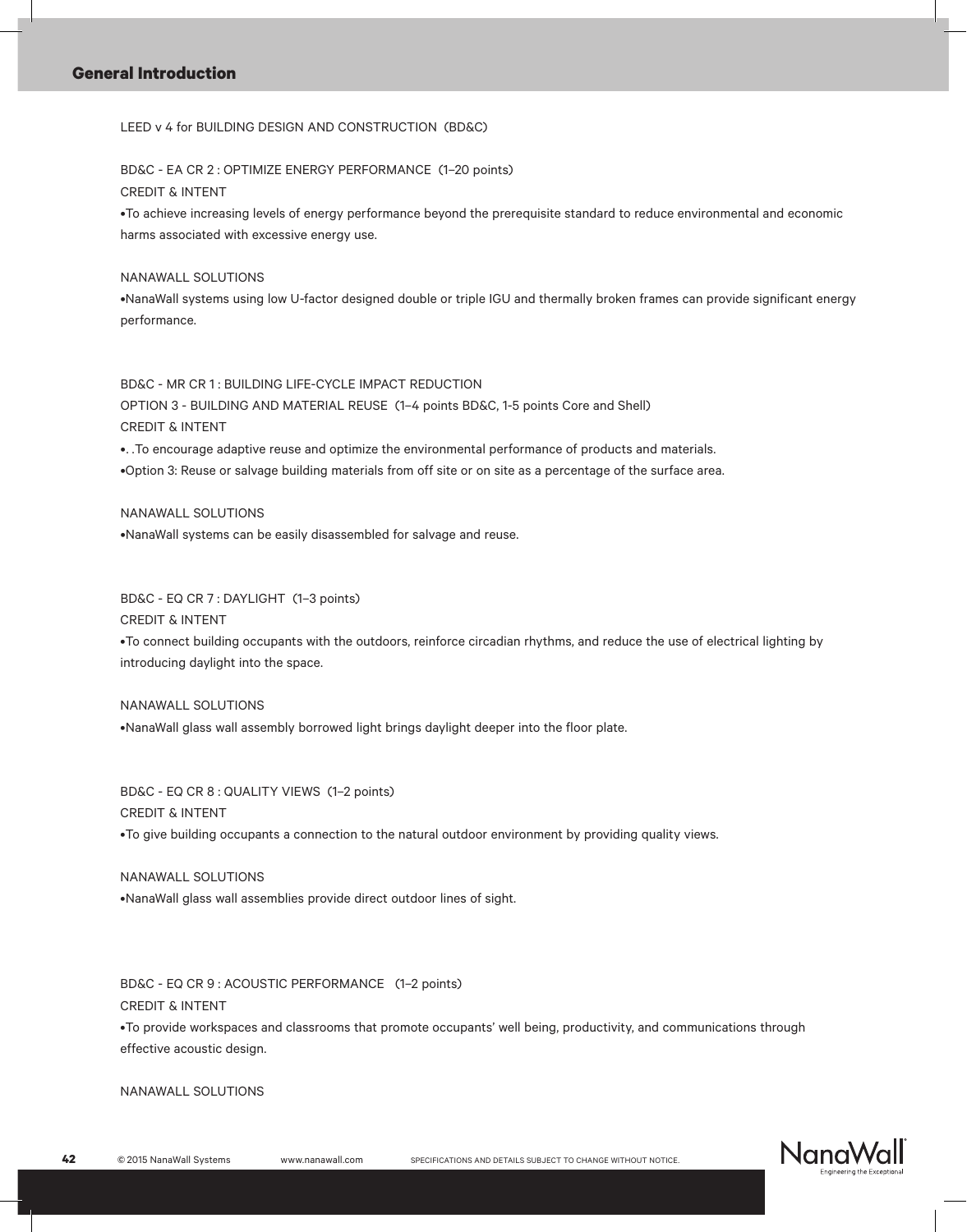## General Introduction

LEED v 4 for BUILDING DESIGN AND CONSTRUCTION (BD&C)

BD&C - EA CR 2 : OPTIMIZE ENERGY PERFORMANCE (1–20 points)

CREDIT & INTENT

- To achieve increasing levels of energy performance beyond the prerequisite standard to reduce environmental and economic harms associated with excessive energy use.

NANAWALL SOLUTIONS

- NanaWall systems using low U-factor designed double or triple IGU and thermally broken frames can provide significant energy performance.

BD&C - MR CR 1 : BUILDING LIFE-CYCLE IMPACT REDUCTION

OPTION 3 - BUILDING AND MATERIAL REUSE (1–4 points BD&C, 1-5 points Core and Shell)

CREDIT & INTENT

- . .To encourage adaptive reuse and optimize the environmental performance of products and materials.
- Option 3: Reuse or salvage building materials from off site or on site as a percentage of the surface area.

NANAWALL SOLUTIONS

- NanaWall systems can be easily disassembled for salvage and reuse.

BD&C - EQ CR 7 : DAYLIGHT (1–3 points)

CREDIT & INTENT

- To connect building occupants with the outdoors, reinforce circadian rhythms, and reduce the use of electrical lighting by introducing daylight into the space.

NANAWALL SOLUTIONS

- NanaWall glass wall assembly borrowed light brings daylight deeper into the floor plate.

BD&C - EQ CR 8 : QUALITY VIEWS (1–2 points)

CREDIT & INTENT

- To give building occupants a connection to the natural outdoor environment by providing quality views.

NANAWALL SOLUTIONS

- NanaWall glass wall assemblies provide direct outdoor lines of sight.

BD&C - EQ CR 9 : ACOUSTIC PERFORMANCE (1–2 points)

CREDIT & INTENT

- To provide workspaces and classrooms that promote occupants' well being, productivity, and communications through effective acoustic design.

NANAWALL SOLUTIONS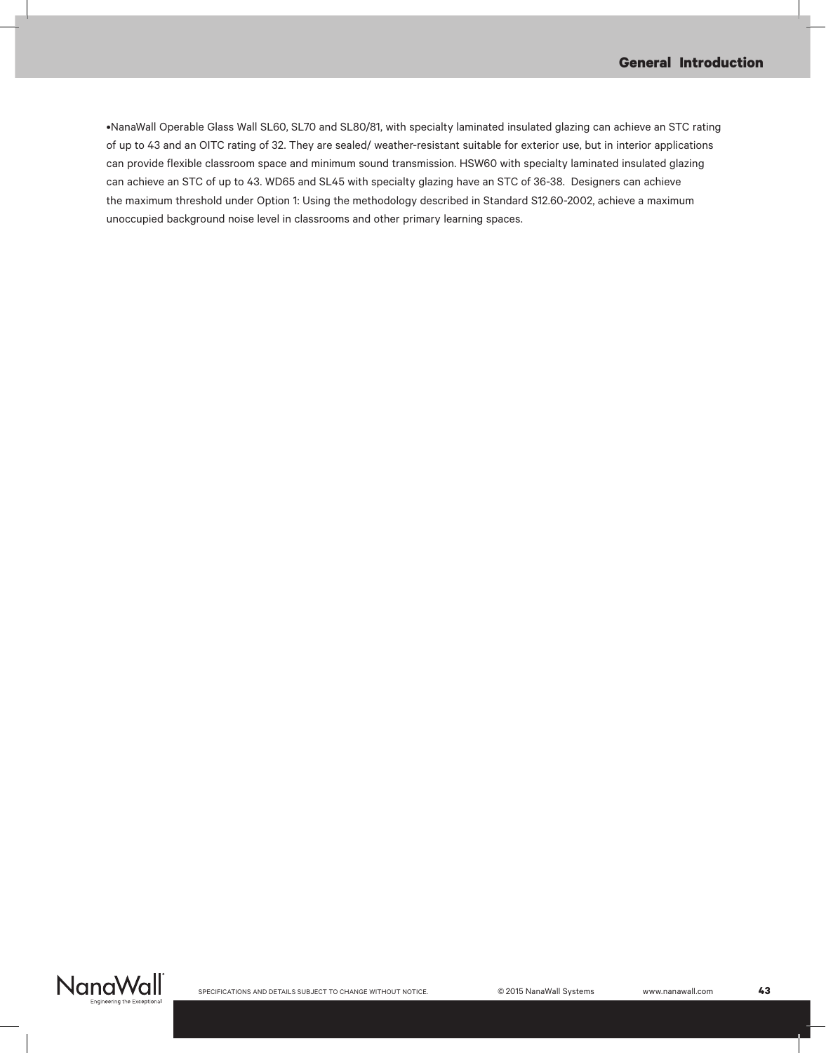- NanaWall Operable Glass Wall SL60, SL70 and SL80/81, with specialty laminated insulated glazing can achieve an STC rating of up to 43 and an OITC rating of 32. They are sealed/ weather-resistant suitable for exterior use, but in interior applications can provide flexible classroom space and minimum sound transmission. HSW60 with specialty laminated insulated glazing can achieve an STC of up to 43. WD65 and SL45 with specialty glazing have an STC of 36-38. Designers can achieve the maximum threshold under Option 1: Using the methodology described in Standard S12.60-2002, achieve a maximum unoccupied background noise level in classrooms and other primary learning spaces.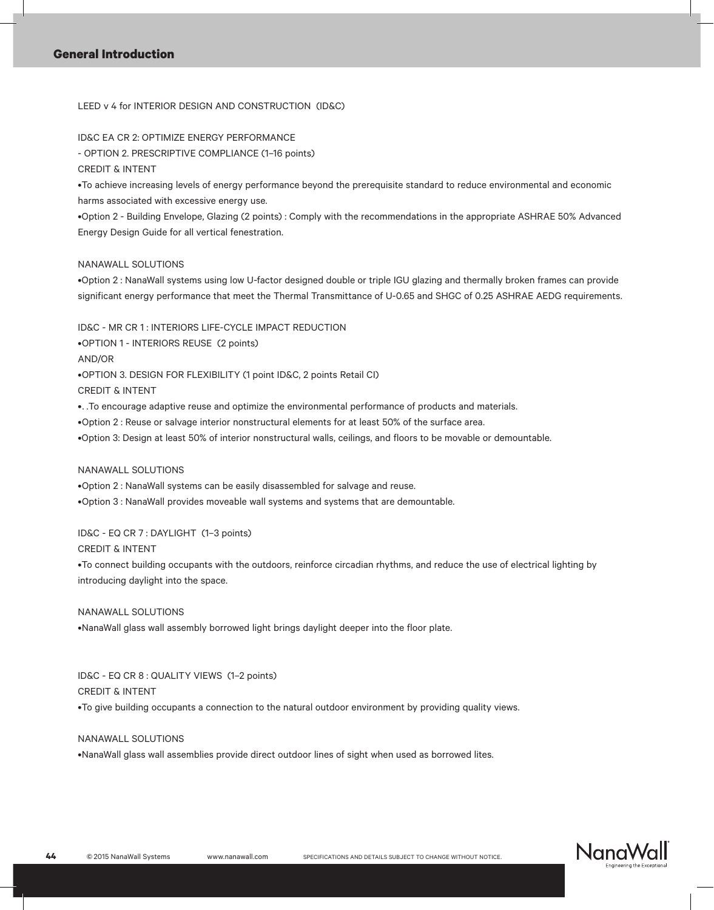## General Introduction

LEED v 4 for INTERIOR DESIGN AND CONSTRUCTION (ID&C)

ID&C EA CR 2: OPTIMIZE ENERGY PERFORMANCE
- OPTION 2. PRESCRIPTIVE COMPLIANCE (1–16 points)

CREDIT & INTENT

•To achieve increasing levels of energy performance beyond the prerequisite standard to reduce environmental and economic harms associated with excessive energy use.

•Option 2 - Building Envelope, Glazing (2 points) : Comply with the recommendations in the appropriate ASHRAE 50% Advanced Energy Design Guide for all vertical fenestration.

NANAWALL SOLUTIONS

•Option 2 : NanaWall systems using low U-factor designed double or triple IGU glazing and thermally broken frames can provide significant energy performance that meet the Thermal Transmittance of U-0.65 and SHGC of 0.25 ASHRAE AEDG requirements.

ID&C - MR CR 1 : INTERIORS LIFE-CYCLE IMPACT REDUCTION

•OPTION 1 - INTERIORS REUSE (2 points)

AND/OR

•OPTION 3. DESIGN FOR FLEXIBILITY (1 point ID&C, 2 points Retail CI)

CREDIT & INTENT

•. .To encourage adaptive reuse and optimize the environmental performance of products and materials.

•Option 2 : Reuse or salvage interior nonstructural elements for at least 50% of the surface area.

•Option 3: Design at least 50% of interior nonstructural walls, ceilings, and floors to be movable or demountable.

NANAWALL SOLUTIONS

•Option 2 : NanaWall systems can be easily disassembled for salvage and reuse.

•Option 3 : NanaWall provides moveable wall systems and systems that are demountable.

ID&C - EQ CR 7 : DAYLIGHT (1–3 points)

CREDIT & INTENT

•To connect building occupants with the outdoors, reinforce circadian rhythms, and reduce the use of electrical lighting by introducing daylight into the space.

NANAWALL SOLUTIONS

•NanaWall glass wall assembly borrowed light brings daylight deeper into the floor plate.

ID&C - EQ CR 8 : QUALITY VIEWS (1–2 points)

CREDIT & INTENT

•To give building occupants a connection to the natural outdoor environment by providing quality views.

NANAWALL SOLUTIONS

•NanaWall glass wall assemblies provide direct outdoor lines of sight when used as borrowed lites.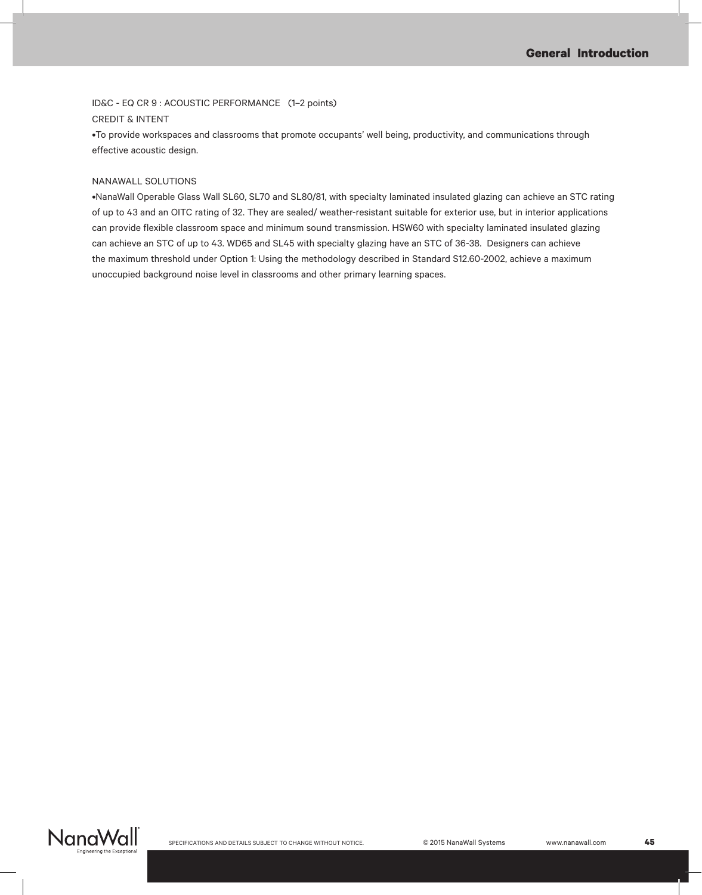ID&C - EQ CR 9 : ACOUSTIC PERFORMANCE (1–2 points)

CREDIT & INTENT

- To provide workspaces and classrooms that promote occupants' well being, productivity, and communications through effective acoustic design.

NANAWALL SOLUTIONS

- NanaWall Operable Glass Wall SL60, SL70 and SL80/81, with specialty laminated insulated glazing can achieve an STC rating of up to 43 and an OITC rating of 32. They are sealed/ weather-resistant suitable for exterior use, but in interior applications can provide flexible classroom space and minimum sound transmission. HSW60 with specialty laminated insulated glazing can achieve an STC of up to 43. WD65 and SL45 with specialty glazing have an STC of 36-38. Designers can achieve the maximum threshold under Option 1: Using the methodology described in Standard S12.60-2002, achieve a maximum unoccupied background noise level in classrooms and other primary learning spaces.